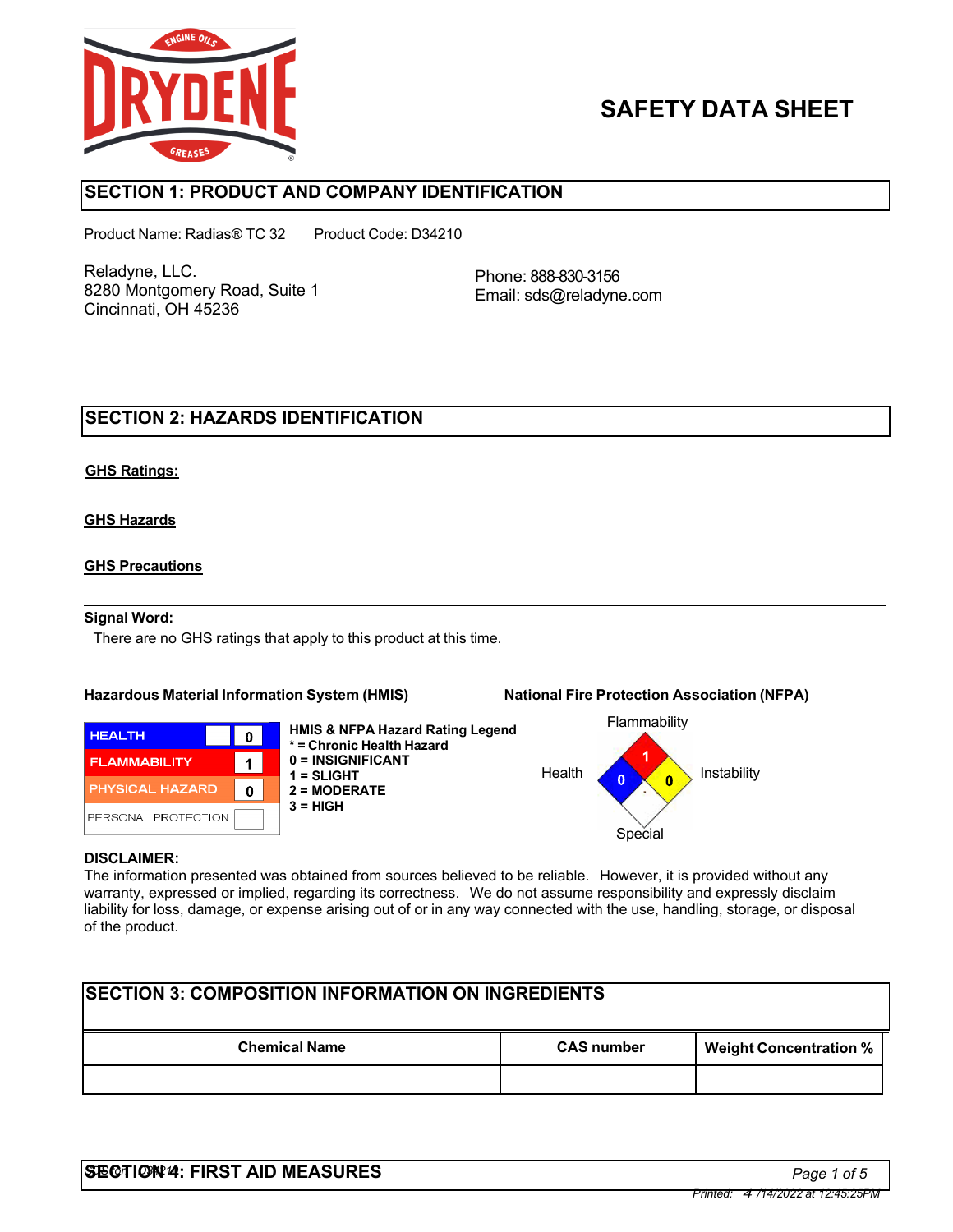# SAFETY DATA SHEET

## SECTION 1: PRODUCT AND COMPANY IDENTIFICATION

Product Name: Radias® TC 32    Product Code: D34210

Reladyne, LLC.
8280 Montgomery Road, Suite 1
Cincinnati, OH 45236

Phone: 888-830-3156
Email: sds@reladyne.com

## SECTION 2: HAZARDS IDENTIFICATION

**GHS Ratings:**

**GHS Hazards**

**GHS Precautions**

**Signal Word:**

There are no GHS ratings that apply to this product at this time.

**Hazardous Material Information System (HMIS)**

| | |
|---|---|
| HEALTH | 0 |
| FLAMMABILITY | 1 |
| PHYSICAL HAZARD | 0 |
| PERSONAL PROTECTION | |

**HMIS & NFPA Hazard Rating Legend**
**\* = Chronic Health Hazard**
**0 = INSIGNIFICANT**
**1 = SLIGHT**
**2 = MODERATE**
**3 = HIGH**

**National Fire Protection Association (NFPA)**

| | |
|---|---|
| Flammability | 1 |
| Health | 0 |
| Instability | 0 |
| Special | |

**DISCLAIMER:**
The information presented was obtained from sources believed to be reliable. However, it is provided without any warranty, expressed or implied, regarding its correctness. We do not assume responsibility and expressly disclaim liability for loss, damage, or expense arising out of or in any way connected with the use, handling, storage, or disposal of the product.

## SECTION 3: COMPOSITION INFORMATION ON INGREDIENTS

| Chemical Name | CAS number | Weight Concentration % |
|---|---|---|
| | | |

## SECTION 4: FIRST AID MEASURES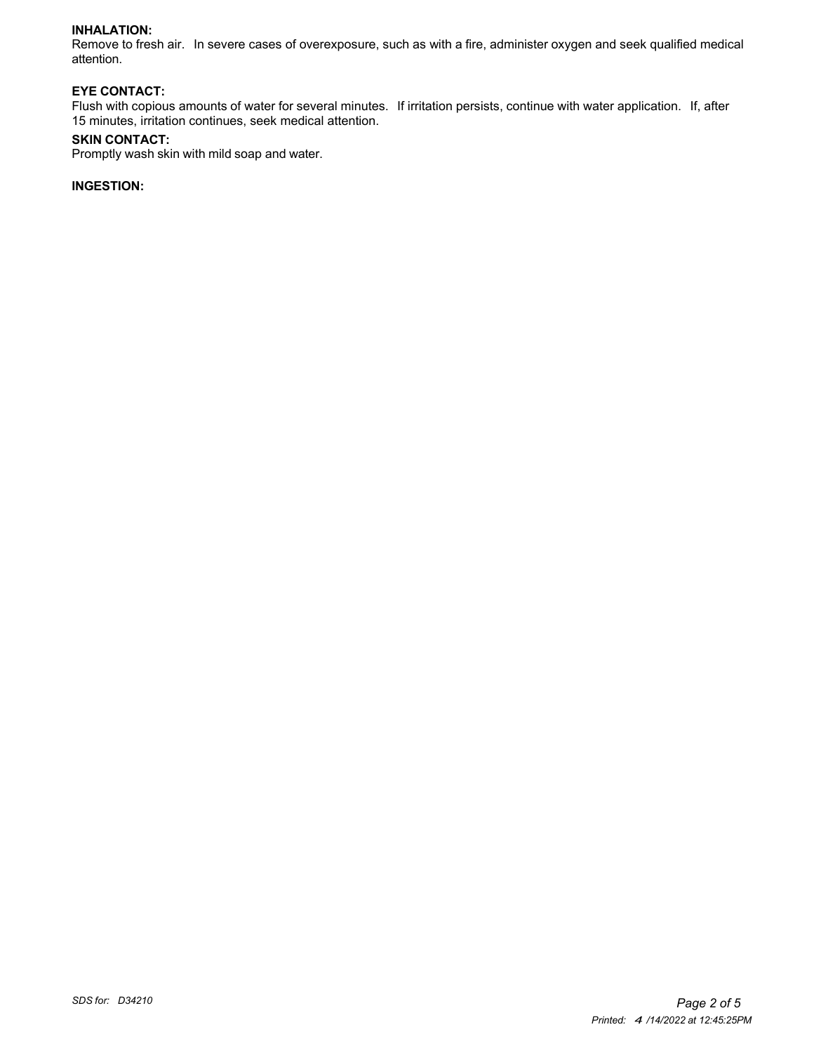**INHALATION:**
Remove to fresh air. In severe cases of overexposure, such as with a fire, administer oxygen and seek qualified medical attention.

**EYE CONTACT:**
Flush with copious amounts of water for several minutes. If irritation persists, continue with water application. If, after 15 minutes, irritation continues, seek medical attention.

**SKIN CONTACT:**
Promptly wash skin with mild soap and water.

**INGESTION:**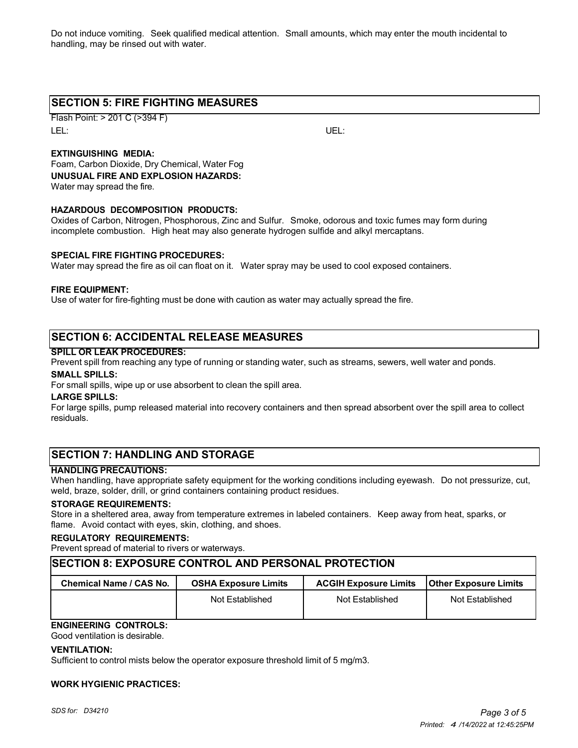Do not induce vomiting. Seek qualified medical attention. Small amounts, which may enter the mouth incidental to handling, may be rinsed out with water.

## SECTION 5: FIRE FIGHTING MEASURES

Flash Point: > 201 C (>394 F)

LEL:

UEL:

**EXTINGUISHING MEDIA:**

Foam, Carbon Dioxide, Dry Chemical, Water Fog

**UNUSUAL FIRE AND EXPLOSION HAZARDS:**

Water may spread the fire.

**HAZARDOUS DECOMPOSITION PRODUCTS:**

Oxides of Carbon, Nitrogen, Phosphorous, Zinc and Sulfur. Smoke, odorous and toxic fumes may form during incomplete combustion. High heat may also generate hydrogen sulfide and alkyl mercaptans.

**SPECIAL FIRE FIGHTING PROCEDURES:**

Water may spread the fire as oil can float on it. Water spray may be used to cool exposed containers.

**FIRE EQUIPMENT:**

Use of water for fire-fighting must be done with caution as water may actually spread the fire.

## SECTION 6: ACCIDENTAL RELEASE MEASURES

**SPILL OR LEAK PROCEDURES:**

Prevent spill from reaching any type of running or standing water, such as streams, sewers, well water and ponds.

**SMALL SPILLS:**

For small spills, wipe up or use absorbent to clean the spill area.

**LARGE SPILLS:**

For large spills, pump released material into recovery containers and then spread absorbent over the spill area to collect residuals.

## SECTION 7: HANDLING AND STORAGE

**HANDLING PRECAUTIONS:**

When handling, have appropriate safety equipment for the working conditions including eyewash. Do not pressurize, cut, weld, braze, solder, drill, or grind containers containing product residues.

**STORAGE REQUIREMENTS:**

Store in a sheltered area, away from temperature extremes in labeled containers. Keep away from heat, sparks, or flame. Avoid contact with eyes, skin, clothing, and shoes.

**REGULATORY REQUIREMENTS:**

Prevent spread of material to rivers or waterways.

## SECTION 8: EXPOSURE CONTROL AND PERSONAL PROTECTION

| Chemical Name / CAS No. | OSHA Exposure Limits | ACGIH Exposure Limits | Other Exposure Limits |
|---|---|---|---|
| | Not Established | Not Established | Not Established |

**ENGINEERING CONTROLS:**

Good ventilation is desirable.

**VENTILATION:**

Sufficient to control mists below the operator exposure threshold limit of 5 mg/m3.

**WORK HYGIENIC PRACTICES:**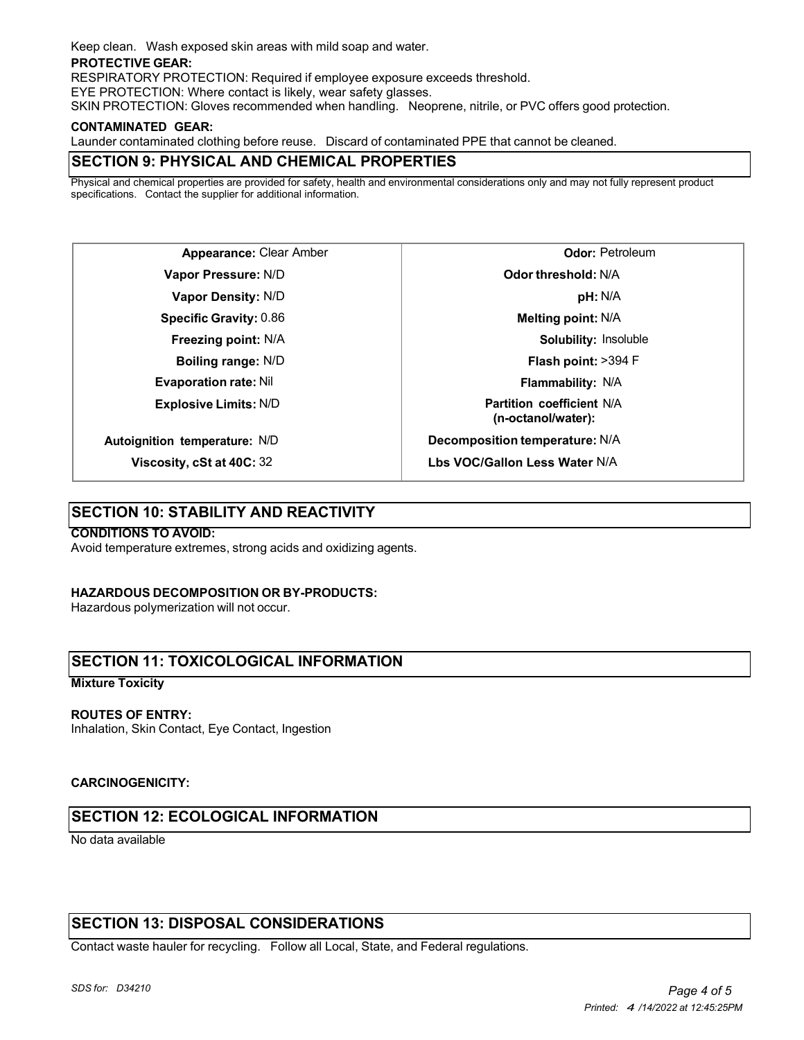Keep clean. Wash exposed skin areas with mild soap and water.

**PROTECTIVE GEAR:**

RESPIRATORY PROTECTION: Required if employee exposure exceeds threshold.

EYE PROTECTION: Where contact is likely, wear safety glasses.

SKIN PROTECTION: Gloves recommended when handling. Neoprene, nitrile, or PVC offers good protection.

**CONTAMINATED GEAR:**

Launder contaminated clothing before reuse. Discard of contaminated PPE that cannot be cleaned.

## SECTION 9: PHYSICAL AND CHEMICAL PROPERTIES

Physical and chemical properties are provided for safety, health and environmental considerations only and may not fully represent product specifications. Contact the supplier for additional information.

| | |
|---|---|
| **Appearance:** Clear Amber | **Odor:** Petroleum |
| **Vapor Pressure:** N/D | **Odor threshold:** N/A |
| **Vapor Density:** N/D | **pH:** N/A |
| **Specific Gravity:** 0.86 | **Melting point:** N/A |
| **Freezing point:** N/A | **Solubility:** Insoluble |
| **Boiling range:** N/D | **Flash point:** >394 F |
| **Evaporation rate:** Nil | **Flammability:** N/A |
| **Explosive Limits:** N/D | **Partition coefficient (n-octanol/water):** N/A |
| **Autoignition temperature:** N/D | **Decomposition temperature:** N/A |
| **Viscosity, cSt at 40C:** 32 | **Lbs VOC/Gallon Less Water** N/A |

## SECTION 10: STABILITY AND REACTIVITY

**CONDITIONS TO AVOID:**

Avoid temperature extremes, strong acids and oxidizing agents.

**HAZARDOUS DECOMPOSITION OR BY-PRODUCTS:**

Hazardous polymerization will not occur.

## SECTION 11: TOXICOLOGICAL INFORMATION

**Mixture Toxicity**

**ROUTES OF ENTRY:**

Inhalation, Skin Contact, Eye Contact, Ingestion

**CARCINOGENICITY:**

## SECTION 12: ECOLOGICAL INFORMATION

No data available

## SECTION 13: DISPOSAL CONSIDERATIONS

Contact waste hauler for recycling. Follow all Local, State, and Federal regulations.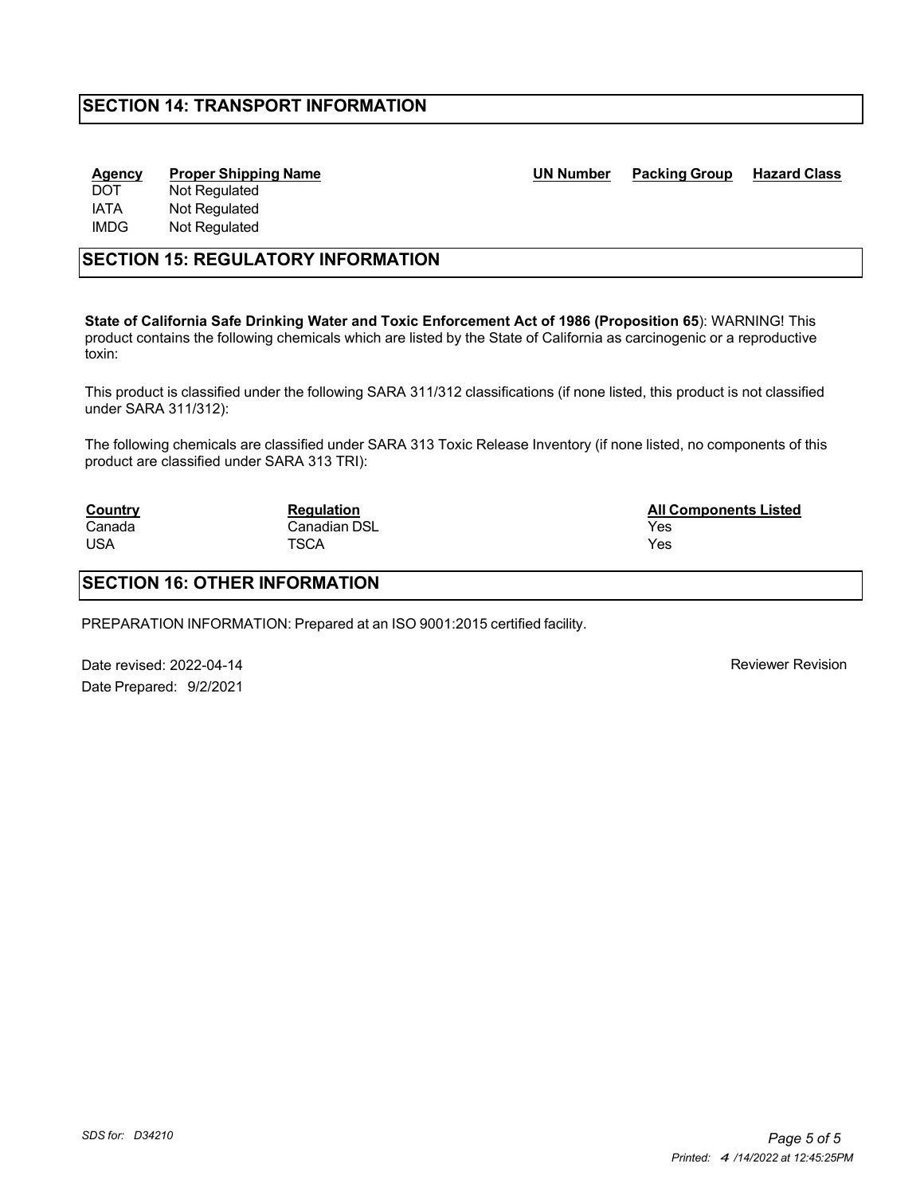## SECTION 14: TRANSPORT INFORMATION

| Agency | Proper Shipping Name | UN Number | Packing Group | Hazard Class |
|---|---|---|---|---|
| DOT | Not Regulated | | | |
| IATA | Not Regulated | | | |
| IMDG | Not Regulated | | | |

## SECTION 15: REGULATORY INFORMATION

**State of California Safe Drinking Water and Toxic Enforcement Act of 1986 (Proposition 65**): WARNING! This product contains the following chemicals which are listed by the State of California as carcinogenic or a reproductive toxin:

This product is classified under the following SARA 311/312 classifications (if none listed, this product is not classified under SARA 311/312):

The following chemicals are classified under SARA 313 Toxic Release Inventory (if none listed, no components of this product are classified under SARA 313 TRI):

| Country | Regulation | All Components Listed |
|---|---|---|
| Canada | Canadian DSL | Yes |
| USA | TSCA | Yes |

## SECTION 16: OTHER INFORMATION

PREPARATION INFORMATION: Prepared at an ISO 9001:2015 certified facility.

Date revised: 2022-04-14

Reviewer Revision

Date Prepared: 9/2/2021

*SDS for: D34210*

*Printed: 4 /14/2022 at 12:45:25PM*